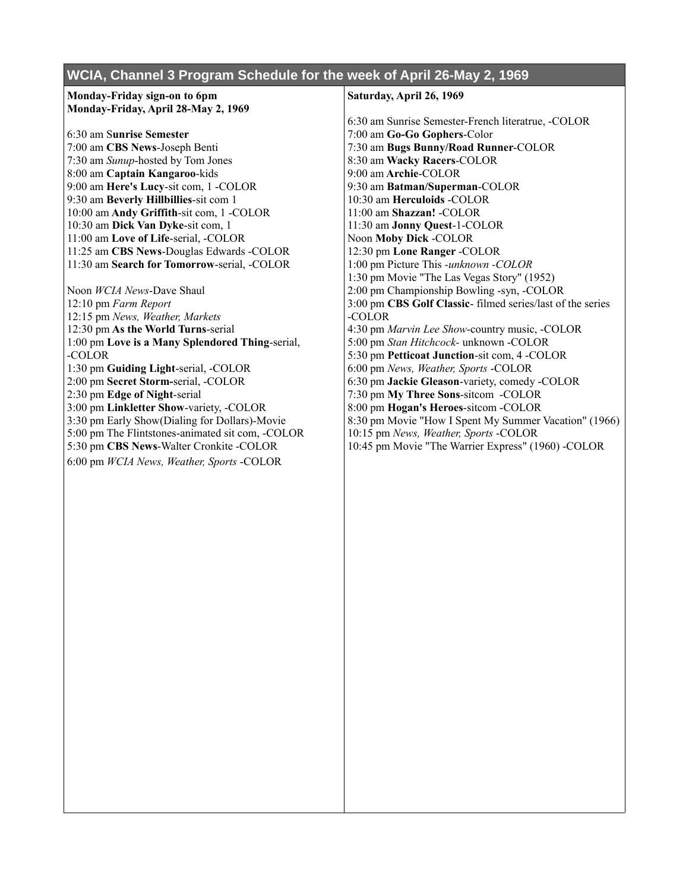## WCIA, Channel 3 Program Schedule for the week of April 26-May 2, 1969

**Monday-Friday sign-on to 6pm**
**Monday-Friday, April 28-May 2, 1969**

6:30 am S**unrise Semester**
7:00 am **CBS News**-Joseph Benti
7:30 am *Sunup*-hosted by Tom Jones
8:00 am **Captain Kangaroo**-kids
9:00 am **Here's Lucy**-sit com, 1 -COLOR
9:30 am **Beverly Hillbillies**-sit com 1
10:00 am **Andy Griffith**-sit com, 1 -COLOR
10:30 am **Dick Van Dyke**-sit com, 1
11:00 am **Love of Life**-serial, -COLOR
11:25 am **CBS News**-Douglas Edwards -COLOR
11:30 am **Search for Tomorrow**-serial, -COLOR

Noon *WCIA News*-Dave Shaul
12:10 pm *Farm Report*
12:15 pm *News, Weather, Markets*
12:30 pm **As the World Turns**-serial
1:00 pm **Love is a Many Splendored Thing**-serial, -COLOR
1:30 pm **Guiding Light**-serial, -COLOR
2:00 pm **Secret Storm-**serial, -COLOR
2:30 pm **Edge of Night**-serial
3:00 pm **Linkletter Show**-variety, -COLOR
3:30 pm Early Show(Dialing for Dollars)-Movie
5:00 pm The Flintstones-animated sit com, -COLOR
5:30 pm **CBS News**-Walter Cronkite -COLOR
6:00 pm *WCIA News, Weather, Sports* -COLOR

**Saturday, April 26, 1969**

6:30 am Sunrise Semester-French literatrue, -COLOR
7:00 am **Go-Go Gophers**-Color
7:30 am **Bugs Bunny/Road Runner**-COLOR
8:30 am **Wacky Racers**-COLOR
9:00 am **Archie**-COLOR
9:30 am **Batman/Superman**-COLOR
10:30 am **Herculoids** -COLOR
11:00 am **Shazzan!** -COLOR
11:30 am **Jonny Quest**-1-COLOR
Noon **Moby Dick** -COLOR
12:30 pm **Lone Ranger** -COLOR
1:00 pm Picture This -*unknown -COLOR*
1:30 pm Movie "The Las Vegas Story" (1952)
2:00 pm Championship Bowling -syn, -COLOR
3:00 pm **CBS Golf Classic**- filmed series/last of the series -COLOR
4:30 pm *Marvin Lee Show*-country music, -COLOR
5:00 pm *Stan Hitchcock-* unknown -COLOR
5:30 pm **Petticoat Junction**-sit com, 4 -COLOR
6:00 pm *News, Weather, Sports* -COLOR
6:30 pm **Jackie Gleason**-variety, comedy -COLOR
7:30 pm **My Three Sons**-sitcom -COLOR
8:00 pm **Hogan's Heroes**-sitcom -COLOR
8:30 pm Movie "How I Spent My Summer Vacation" (1966)
10:15 pm *News, Weather, Sports* -COLOR
10:45 pm Movie "The Warrier Express" (1960) -COLOR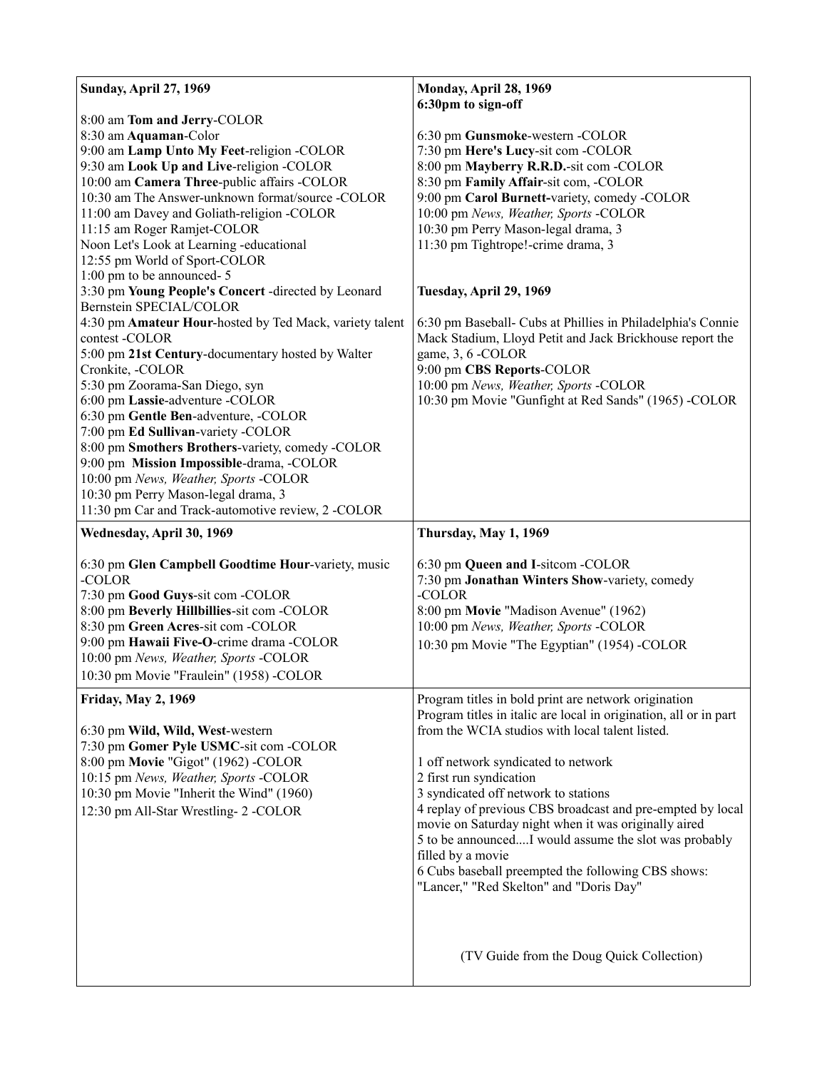**Sunday, April 27, 1969**

8:00 am **Tom and Jerry**-COLOR
8:30 am **Aquaman**-Color
9:00 am **Lamp Unto My Feet**-religion -COLOR
9:30 am **Look Up and Live**-religion -COLOR
10:00 am **Camera Three**-public affairs -COLOR
10:30 am The Answer-unknown format/source -COLOR
11:00 am Davey and Goliath-religion -COLOR
11:15 am Roger Ramjet-COLOR
Noon Let's Look at Learning -educational
12:55 pm World of Sport-COLOR
1:00 pm to be announced- 5
3:30 pm **Young People's Concert** -directed by Leonard Bernstein SPECIAL/COLOR
4:30 pm **Amateur Hour**-hosted by Ted Mack, variety talent contest -COLOR
5:00 pm **21st Century**-documentary hosted by Walter Cronkite, -COLOR
5:30 pm Zoorama-San Diego, syn
6:00 pm **Lassie**-adventure -COLOR
6:30 pm **Gentle Ben**-adventure, -COLOR
7:00 pm **Ed Sullivan**-variety -COLOR
8:00 pm **Smothers Brothers**-variety, comedy -COLOR
9:00 pm **Mission Impossible**-drama, -COLOR
10:00 pm *News, Weather, Sports* -COLOR
10:30 pm Perry Mason-legal drama, 3
11:30 pm Car and Track-automotive review, 2 -COLOR

**Monday, April 28, 1969**
**6:30pm to sign-off**

6:30 pm **Gunsmoke**-western -COLOR
7:30 pm **Here's Lucy**-sit com -COLOR
8:00 pm **Mayberry R.R.D.**-sit com -COLOR
8:30 pm **Family Affair**-sit com, -COLOR
9:00 pm **Carol Burnett**-variety, comedy -COLOR
10:00 pm *News, Weather, Sports* -COLOR
10:30 pm Perry Mason-legal drama, 3
11:30 pm Tightrope!-crime drama, 3

**Tuesday, April 29, 1969**

6:30 pm Baseball- Cubs at Phillies in Philadelphia's Connie Mack Stadium, Lloyd Petit and Jack Brickhouse report the game, 3, 6 -COLOR
9:00 pm **CBS Reports**-COLOR
10:00 pm *News, Weather, Sports* -COLOR
10:30 pm Movie "Gunfight at Red Sands" (1965) -COLOR

**Wednesday, April 30, 1969**

6:30 pm **Glen Campbell Goodtime Hour**-variety, music -COLOR
7:30 pm **Good Guys**-sit com -COLOR
8:00 pm **Beverly Hillbillies**-sit com -COLOR
8:30 pm **Green Acres**-sit com -COLOR
9:00 pm **Hawaii Five-O**-crime drama -COLOR
10:00 pm *News, Weather, Sports* -COLOR
10:30 pm Movie "Fraulein" (1958) -COLOR

**Thursday, May 1, 1969**

6:30 pm **Queen and I**-sitcom -COLOR
7:30 pm **Jonathan Winters Show**-variety, comedy -COLOR
8:00 pm **Movie** "Madison Avenue" (1962)
10:00 pm *News, Weather, Sports* -COLOR
10:30 pm Movie "The Egyptian" (1954) -COLOR

**Friday, May 2, 1969**

6:30 pm **Wild, Wild, West**-western
7:30 pm **Gomer Pyle USMC**-sit com -COLOR
8:00 pm **Movie** "Gigot" (1962) -COLOR
10:15 pm *News, Weather, Sports* -COLOR
10:30 pm Movie "Inherit the Wind" (1960)
12:30 pm All-Star Wrestling- 2 -COLOR

Program titles in bold print are network origination
Program titles in italic are local in origination, all or in part from the WCIA studios with local talent listed.

1 off network syndicated to network
2 first run syndication
3 syndicated off network to stations
4 replay of previous CBS broadcast and pre-empted by local movie on Saturday night when it was originally aired
5 to be announced....I would assume the slot was probably filled by a movie
6 Cubs baseball preempted the following CBS shows: "Lancer," "Red Skelton" and "Doris Day"

(TV Guide from the Doug Quick Collection)